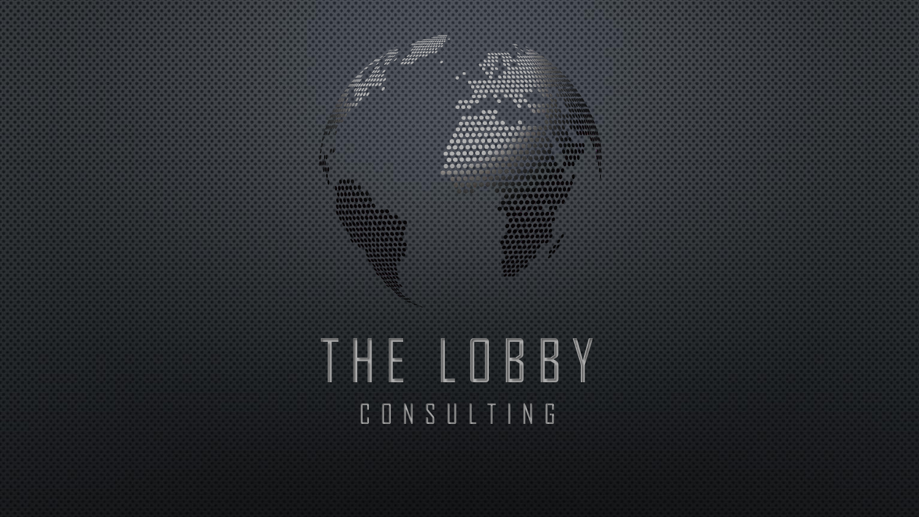# THE LOBBY

## CONSULTING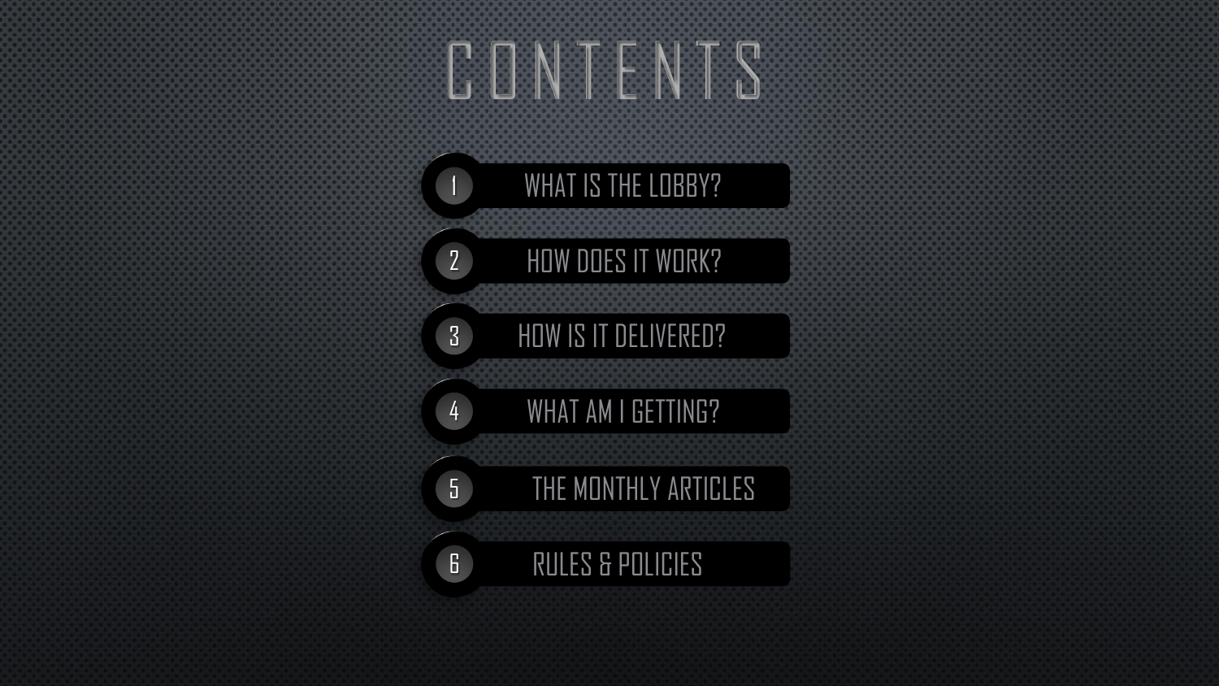# CONTENTS

1. WHAT IS THE LOBBY?
2. HOW DOES IT WORK?
3. HOW IS IT DELIVERED?
4. WHAT AM I GETTING?
5. THE MONTHLY ARTICLES
6. RULES & POLICIES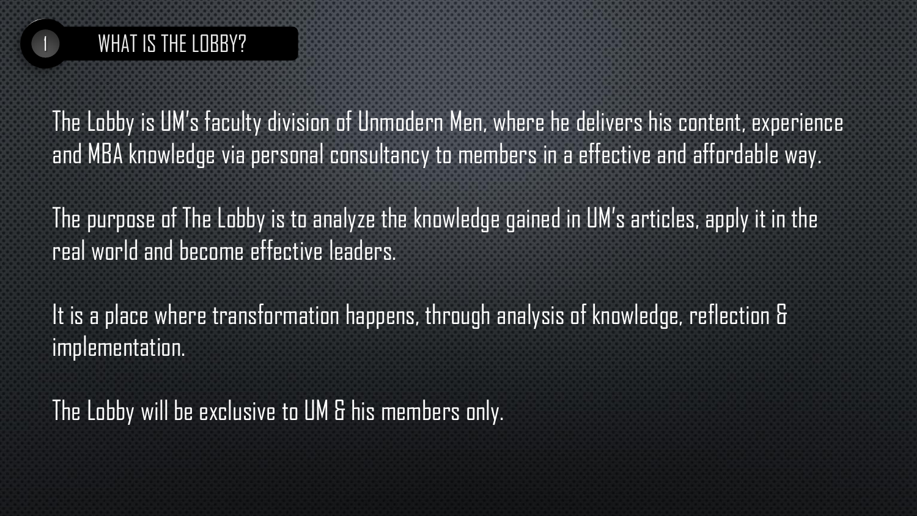## 1 WHAT IS THE LOBBY?

The Lobby is UM's faculty division of Unmodern Men, where he delivers his content, experience and MBA knowledge via personal consultancy to members in a effective and affordable way.

The purpose of The Lobby is to analyze the knowledge gained in UM's articles, apply it in the real world and become effective leaders.

It is a place where transformation happens, through analysis of knowledge, reflection & implementation.

The Lobby will be exclusive to UM & his members only.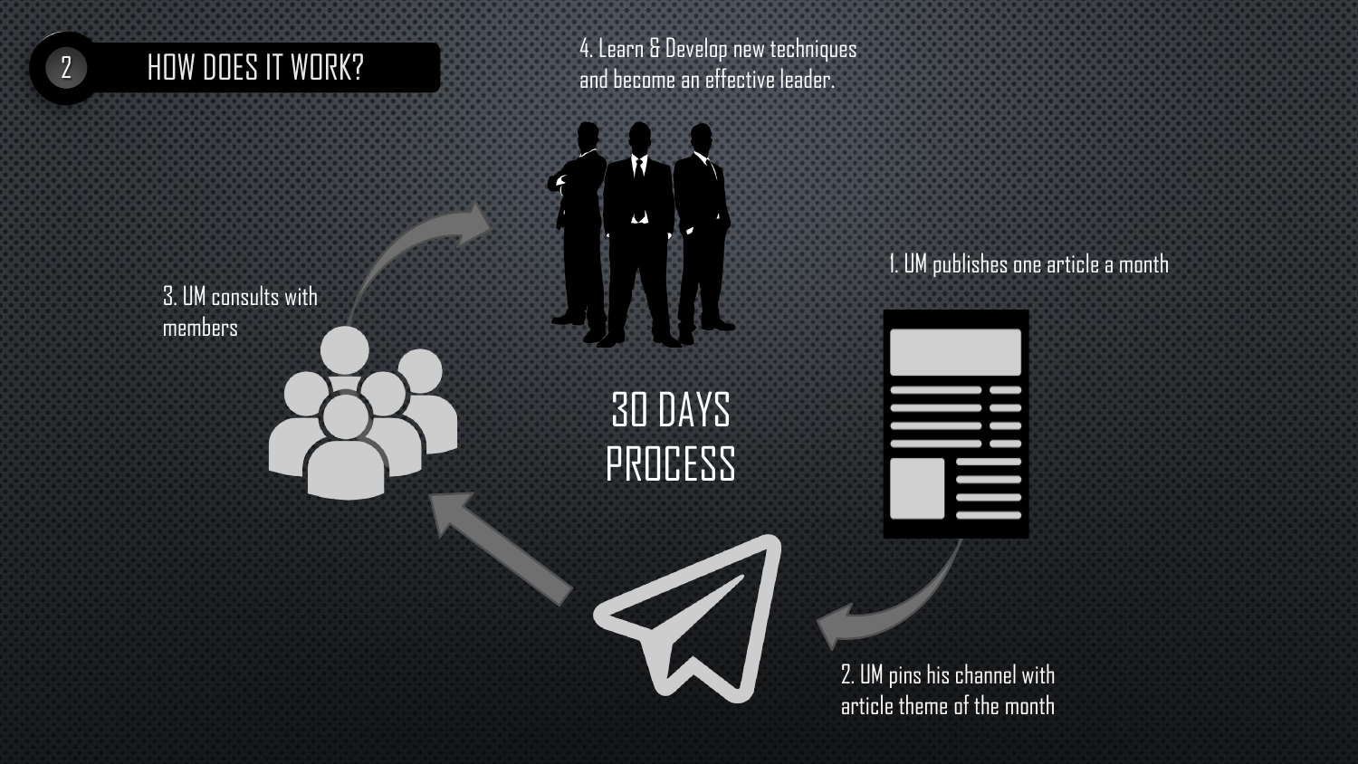## 2 HOW DOES IT WORK?

# 30 DAYS PROCESS

1. UM publishes one article a month
2. UM pins his channel with article theme of the month
3. UM consults with members
4. Learn & Develop new techniques and become an effective leader.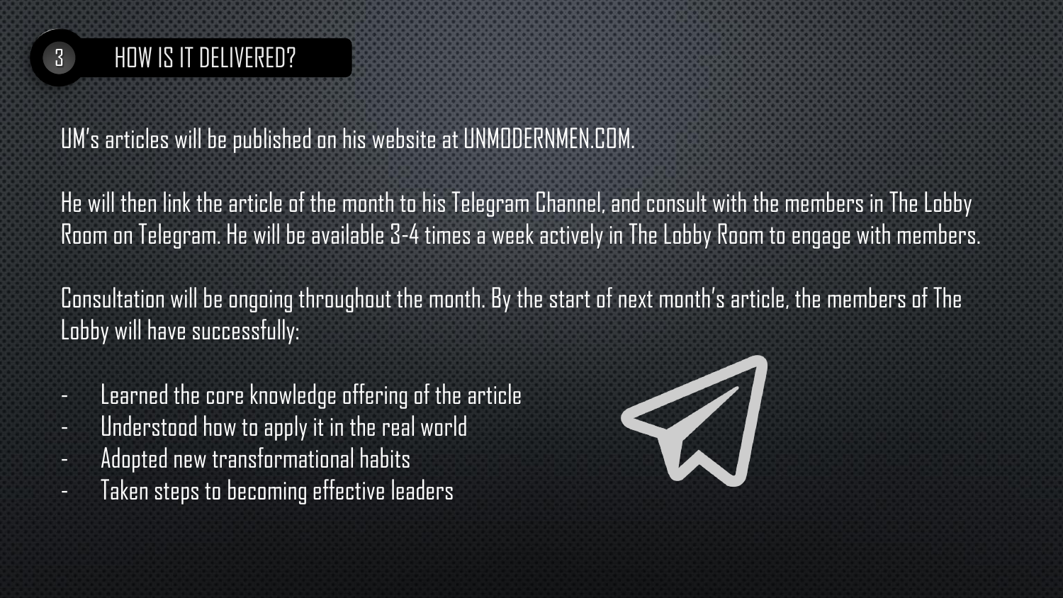## 3 HOW IS IT DELIVERED?

UM's articles will be published on his website at UNMODERNMEN.COM.

He will then link the article of the month to his Telegram Channel, and consult with the members in The Lobby Room on Telegram. He will be available 3-4 times a week actively in The Lobby Room to engage with members.

Consultation will be ongoing throughout the month. By the start of next month's article, the members of The Lobby will have successfully:

- Learned the core knowledge offering of the article
- Understood how to apply it in the real world
- Adopted new transformational habits
- Taken steps to becoming effective leaders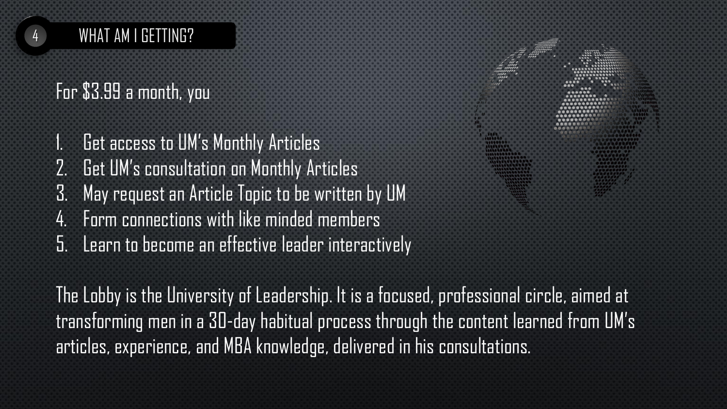## WHAT AM I GETTING?

For $3.99 a month, you

1. Get access to UM's Monthly Articles
2. Get UM's consultation on Monthly Articles
3. May request an Article Topic to be written by UM
4. Form connections with like minded members
5. Learn to become an effective leader interactively

The Lobby is the University of Leadership. It is a focused, professional circle, aimed at transforming men in a 30-day habitual process through the content learned from UM's articles, experience, and MBA knowledge, delivered in his consultations.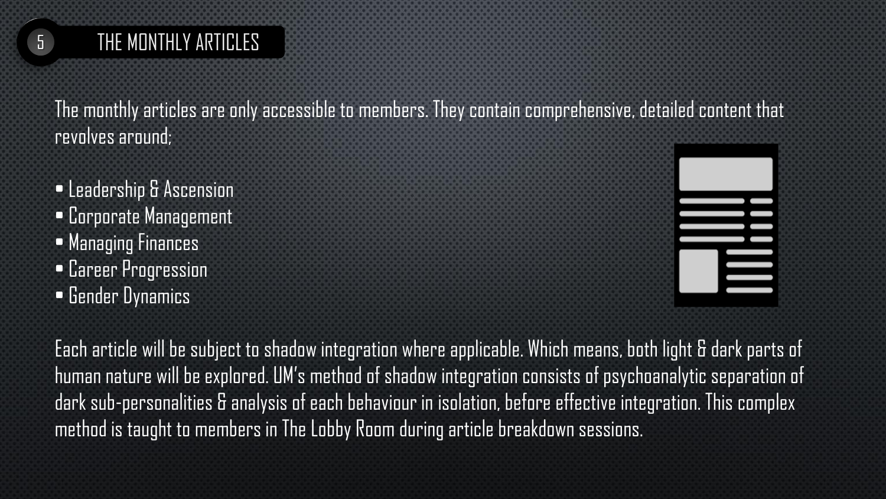## 5 THE MONTHLY ARTICLES

The monthly articles are only accessible to members. They contain comprehensive, detailed content that revolves around;

- Leadership & Ascension
- Corporate Management
- Managing Finances
- Career Progression
- Gender Dynamics

Each article will be subject to shadow integration where applicable. Which means, both light & dark parts of human nature will be explored. UM's method of shadow integration consists of psychoanalytic separation of dark sub-personalities & analysis of each behaviour in isolation, before effective integration. This complex method is taught to members in The Lobby Room during article breakdown sessions.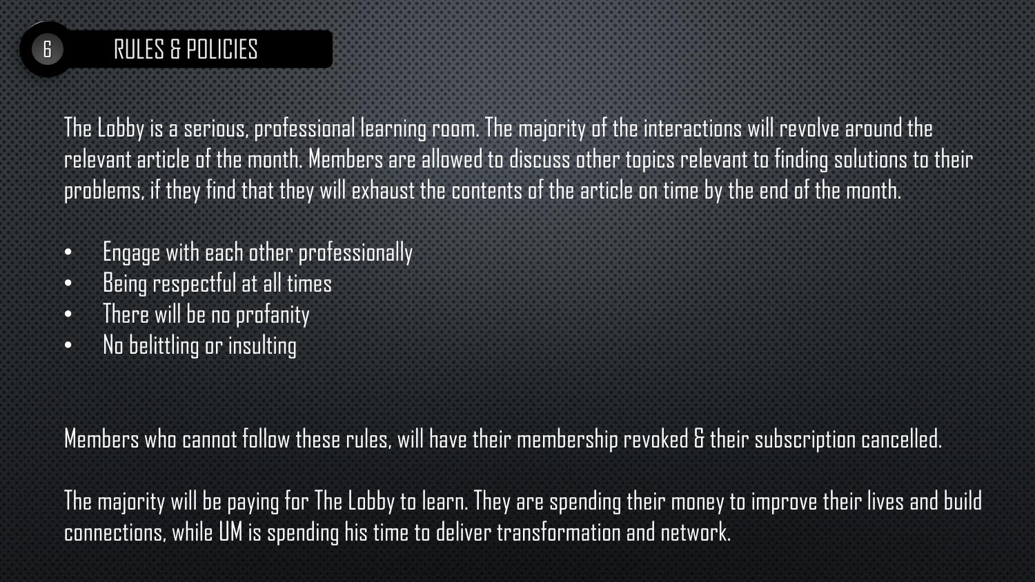## 6 RULES & POLICIES

The Lobby is a serious, professional learning room. The majority of the interactions will revolve around the relevant article of the month. Members are allowed to discuss other topics relevant to finding solutions to their problems, if they find that they will exhaust the contents of the article on time by the end of the month.

- Engage with each other professionally
- Being respectful at all times
- There will be no profanity
- No belittling or insulting

Members who cannot follow these rules, will have their membership revoked & their subscription cancelled.

The majority will be paying for The Lobby to learn. They are spending their money to improve their lives and build connections, while UM is spending his time to deliver transformation and network.